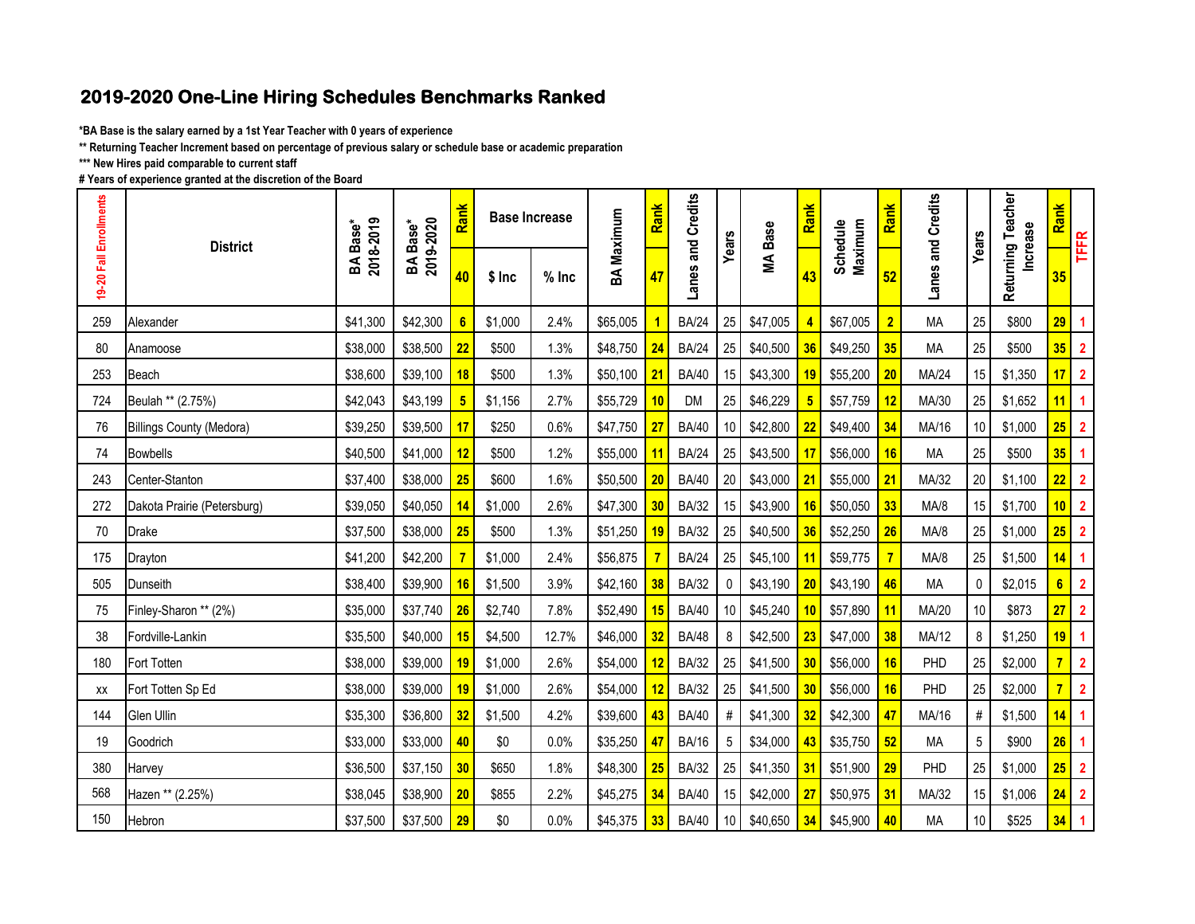## 2019-2020 One-Line Hiring Schedules Benchmarks Ranked

*BA Base is the salary earned by a 1st Year Teacher with 0 years of experience

** Returning Teacher Increment based on percentage of previous salary or schedule base or academic preparation

*** New Hires paid comparable to current staff

# Years of experience granted at the discretion of the Board

| 19-20 Fall Enrollments | District | BA Base* 2018-2019 | BA Base* 2019-2020 | Rank | Base Increase | | BA Maximum | Rank | Lanes and Credits | Years | MA Base | Rank | Schedule Maximum | Rank | Lanes and Credits | Years | Returning Teacher Increase | Rank | TFFR |
|---|---|---|---|---|---|---|---|---|---|---|---|---|---|---|---|---|---|---|---|
| | | | | 40 | $ Inc | % Inc | | 47 | | | | 43 | | 52 | | | | 35 | |
| 259 | Alexander | $41,300 | $42,300 | 6 | $1,000 | 2.4% | $65,005 | 1 | BA/24 | 25 | $47,005 | 4 | $67,005 | 2 | MA | 25 | $800 | 29 | 1 |
| 80 | Anamoose | $38,000 | $38,500 | 22 | $500 | 1.3% | $48,750 | 24 | BA/24 | 25 | $40,500 | 36 | $49,250 | 35 | MA | 25 | $500 | 35 | 2 |
| 253 | Beach | $38,600 | $39,100 | 18 | $500 | 1.3% | $50,100 | 21 | BA/40 | 15 | $43,300 | 19 | $55,200 | 20 | MA/24 | 15 | $1,350 | 17 | 2 |
| 724 | Beulah ** (2.75%) | $42,043 | $43,199 | 5 | $1,156 | 2.7% | $55,729 | 10 | DM | 25 | $46,229 | 5 | $57,759 | 12 | MA/30 | 25 | $1,652 | 11 | 1 |
| 76 | Billings County (Medora) | $39,250 | $39,500 | 17 | $250 | 0.6% | $47,750 | 27 | BA/40 | 10 | $42,800 | 22 | $49,400 | 34 | MA/16 | 10 | $1,000 | 25 | 2 |
| 74 | Bowbells | $40,500 | $41,000 | 12 | $500 | 1.2% | $55,000 | 11 | BA/24 | 25 | $43,500 | 17 | $56,000 | 16 | MA | 25 | $500 | 35 | 1 |
| 243 | Center-Stanton | $37,400 | $38,000 | 25 | $600 | 1.6% | $50,500 | 20 | BA/40 | 20 | $43,000 | 21 | $55,000 | 21 | MA/32 | 20 | $1,100 | 22 | 2 |
| 272 | Dakota Prairie (Petersburg) | $39,050 | $40,050 | 14 | $1,000 | 2.6% | $47,300 | 30 | BA/32 | 15 | $43,900 | 16 | $50,050 | 33 | MA/8 | 15 | $1,700 | 10 | 2 |
| 70 | Drake | $37,500 | $38,000 | 25 | $500 | 1.3% | $51,250 | 19 | BA/32 | 25 | $40,500 | 36 | $52,250 | 26 | MA/8 | 25 | $1,000 | 25 | 2 |
| 175 | Drayton | $41,200 | $42,200 | 7 | $1,000 | 2.4% | $56,875 | 7 | BA/24 | 25 | $45,100 | 11 | $59,775 | 7 | MA/8 | 25 | $1,500 | 14 | 1 |
| 505 | Dunseith | $38,400 | $39,900 | 16 | $1,500 | 3.9% | $42,160 | 38 | BA/32 | 0 | $43,190 | 20 | $43,190 | 46 | MA | 0 | $2,015 | 6 | 2 |
| 75 | Finley-Sharon ** (2%) | $35,000 | $37,740 | 26 | $2,740 | 7.8% | $52,490 | 15 | BA/40 | 10 | $45,240 | 10 | $57,890 | 11 | MA/20 | 10 | $873 | 27 | 2 |
| 38 | Fordville-Lankin | $35,500 | $40,000 | 15 | $4,500 | 12.7% | $46,000 | 32 | BA/48 | 8 | $42,500 | 23 | $47,000 | 38 | MA/12 | 8 | $1,250 | 19 | 1 |
| 180 | Fort Totten | $38,000 | $39,000 | 19 | $1,000 | 2.6% | $54,000 | 12 | BA/32 | 25 | $41,500 | 30 | $56,000 | 16 | PHD | 25 | $2,000 | 7 | 2 |
| xx | Fort Totten Sp Ed | $38,000 | $39,000 | 19 | $1,000 | 2.6% | $54,000 | 12 | BA/32 | 25 | $41,500 | 30 | $56,000 | 16 | PHD | 25 | $2,000 | 7 | 2 |
| 144 | Glen Ullin | $35,300 | $36,800 | 32 | $1,500 | 4.2% | $39,600 | 43 | BA/40 | # | $41,300 | 32 | $42,300 | 47 | MA/16 | # | $1,500 | 14 | 1 |
| 19 | Goodrich | $33,000 | $33,000 | 40 | $0 | 0.0% | $35,250 | 47 | BA/16 | 5 | $34,000 | 43 | $35,750 | 52 | MA | 5 | $900 | 26 | 1 |
| 380 | Harvey | $36,500 | $37,150 | 30 | $650 | 1.8% | $48,300 | 25 | BA/32 | 25 | $41,350 | 31 | $51,900 | 29 | PHD | 25 | $1,000 | 25 | 2 |
| 568 | Hazen ** (2.25%) | $38,045 | $38,900 | 20 | $855 | 2.2% | $45,275 | 34 | BA/40 | 15 | $42,000 | 27 | $50,975 | 31 | MA/32 | 15 | $1,006 | 24 | 2 |
| 150 | Hebron | $37,500 | $37,500 | 29 | $0 | 0.0% | $45,375 | 33 | BA/40 | 10 | $40,650 | 34 | $45,900 | 40 | MA | 10 | $525 | 34 | 1 |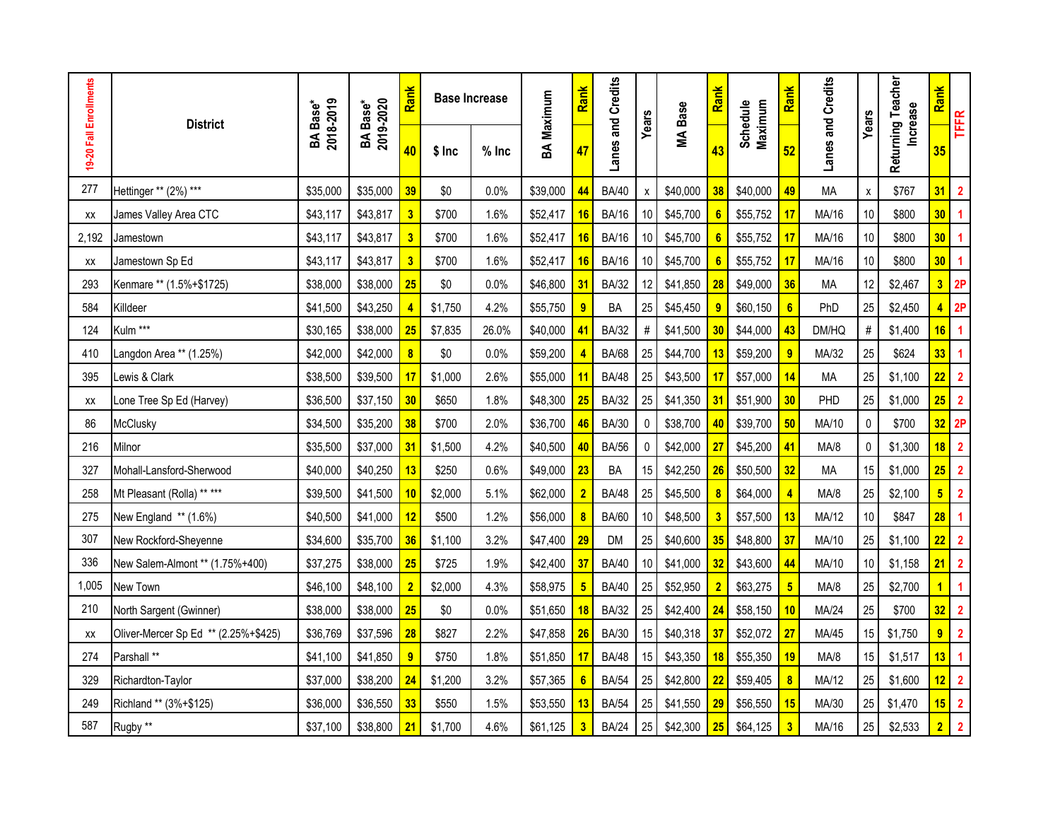| 19-20 Fall Enrollments | District | BA Base* 2018-2019 | BA Base* 2019-2020 | Rank | Base Increase | | BA Maximum | Rank | Lanes and Credits | Years | MA Base | Rank | Schedule Maximum | Rank | Lanes and Credits | Years | Returning Teacher Increase | Rank | TFFR |
|---|---|---|---|---|---|---|---|---|---|---|---|---|---|---|---|---|---|---|---|
| | | | | 40 | $ Inc | % Inc | | 47 | | | | 43 | | 52 | | | | 35 | |
| 277 | Hettinger ** (2%) *** | $35,000 | $35,000 | 39 | $0 | 0.0% | $39,000 | 44 | BA/40 | x | $40,000 | 38 | $40,000 | 49 | MA | x | $767 | 31 | 2 |
| xx | James Valley Area CTC | $43,117 | $43,817 | 3 | $700 | 1.6% | $52,417 | 16 | BA/16 | 10 | $45,700 | 6 | $55,752 | 17 | MA/16 | 10 | $800 | 30 | 1 |
| 2,192 | Jamestown | $43,117 | $43,817 | 3 | $700 | 1.6% | $52,417 | 16 | BA/16 | 10 | $45,700 | 6 | $55,752 | 17 | MA/16 | 10 | $800 | 30 | 1 |
| xx | Jamestown Sp Ed | $43,117 | $43,817 | 3 | $700 | 1.6% | $52,417 | 16 | BA/16 | 10 | $45,700 | 6 | $55,752 | 17 | MA/16 | 10 | $800 | 30 | 1 |
| 293 | Kenmare ** (1.5%+$1725) | $38,000 | $38,000 | 25 | $0 | 0.0% | $46,800 | 31 | BA/32 | 12 | $41,850 | 28 | $49,000 | 36 | MA | 12 | $2,467 | 3 | 2P |
| 584 | Killdeer | $41,500 | $43,250 | 4 | $1,750 | 4.2% | $55,750 | 9 | BA | 25 | $45,450 | 9 | $60,150 | 6 | PhD | 25 | $2,450 | 4 | 2P |
| 124 | Kulm *** | $30,165 | $38,000 | 25 | $7,835 | 26.0% | $40,000 | 41 | BA/32 | # | $41,500 | 30 | $44,000 | 43 | DM/HQ | # | $1,400 | 16 | 1 |
| 410 | Langdon Area ** (1.25%) | $42,000 | $42,000 | 8 | $0 | 0.0% | $59,200 | 4 | BA/68 | 25 | $44,700 | 13 | $59,200 | 9 | MA/32 | 25 | $624 | 33 | 1 |
| 395 | Lewis & Clark | $38,500 | $39,500 | 17 | $1,000 | 2.6% | $55,000 | 11 | BA/48 | 25 | $43,500 | 17 | $57,000 | 14 | MA | 25 | $1,100 | 22 | 2 |
| xx | Lone Tree Sp Ed (Harvey) | $36,500 | $37,150 | 30 | $650 | 1.8% | $48,300 | 25 | BA/32 | 25 | $41,350 | 31 | $51,900 | 30 | PHD | 25 | $1,000 | 25 | 2 |
| 86 | McClusky | $34,500 | $35,200 | 38 | $700 | 2.0% | $36,700 | 46 | BA/30 | 0 | $38,700 | 40 | $39,700 | 50 | MA/10 | 0 | $700 | 32 | 2P |
| 216 | Milnor | $35,500 | $37,000 | 31 | $1,500 | 4.2% | $40,500 | 40 | BA/56 | 0 | $42,000 | 27 | $45,200 | 41 | MA/8 | 0 | $1,300 | 18 | 2 |
| 327 | Mohall-Lansford-Sherwood | $40,000 | $40,250 | 13 | $250 | 0.6% | $49,000 | 23 | BA | 15 | $42,250 | 26 | $50,500 | 32 | MA | 15 | $1,000 | 25 | 2 |
| 258 | Mt Pleasant (Rolla) ** *** | $39,500 | $41,500 | 10 | $2,000 | 5.1% | $62,000 | 2 | BA/48 | 25 | $45,500 | 8 | $64,000 | 4 | MA/8 | 25 | $2,100 | 5 | 2 |
| 275 | New England ** (1.6%) | $40,500 | $41,000 | 12 | $500 | 1.2% | $56,000 | 8 | BA/60 | 10 | $48,500 | 3 | $57,500 | 13 | MA/12 | 10 | $847 | 28 | 1 |
| 307 | New Rockford-Sheyenne | $34,600 | $35,700 | 36 | $1,100 | 3.2% | $47,400 | 29 | DM | 25 | $40,600 | 35 | $48,800 | 37 | MA/10 | 25 | $1,100 | 22 | 2 |
| 336 | New Salem-Almont ** (1.75%+400) | $37,275 | $38,000 | 25 | $725 | 1.9% | $42,400 | 37 | BA/40 | 10 | $41,000 | 32 | $43,600 | 44 | MA/10 | 10 | $1,158 | 21 | 2 |
| 1,005 | New Town | $46,100 | $48,100 | 2 | $2,000 | 4.3% | $58,975 | 5 | BA/40 | 25 | $52,950 | 2 | $63,275 | 5 | MA/8 | 25 | $2,700 | 1 | 1 |
| 210 | North Sargent (Gwinner) | $38,000 | $38,000 | 25 | $0 | 0.0% | $51,650 | 18 | BA/32 | 25 | $42,400 | 24 | $58,150 | 10 | MA/24 | 25 | $700 | 32 | 2 |
| xx | Oliver-Mercer Sp Ed ** (2.25%+$425) | $36,769 | $37,596 | 28 | $827 | 2.2% | $47,858 | 26 | BA/30 | 15 | $40,318 | 37 | $52,072 | 27 | MA/45 | 15 | $1,750 | 9 | 2 |
| 274 | Parshall ** | $41,100 | $41,850 | 9 | $750 | 1.8% | $51,850 | 17 | BA/48 | 15 | $43,350 | 18 | $55,350 | 19 | MA/8 | 15 | $1,517 | 13 | 1 |
| 329 | Richardton-Taylor | $37,000 | $38,200 | 24 | $1,200 | 3.2% | $57,365 | 6 | BA/54 | 25 | $42,800 | 22 | $59,405 | 8 | MA/12 | 25 | $1,600 | 12 | 2 |
| 249 | Richland ** (3%+$125) | $36,000 | $36,550 | 33 | $550 | 1.5% | $53,550 | 13 | BA/54 | 25 | $41,550 | 29 | $56,550 | 15 | MA/30 | 25 | $1,470 | 15 | 2 |
| 587 | Rugby ** | $37,100 | $38,800 | 21 | $1,700 | 4.6% | $61,125 | 3 | BA/24 | 25 | $42,300 | 25 | $64,125 | 3 | MA/16 | 25 | $2,533 | 2 | 2 |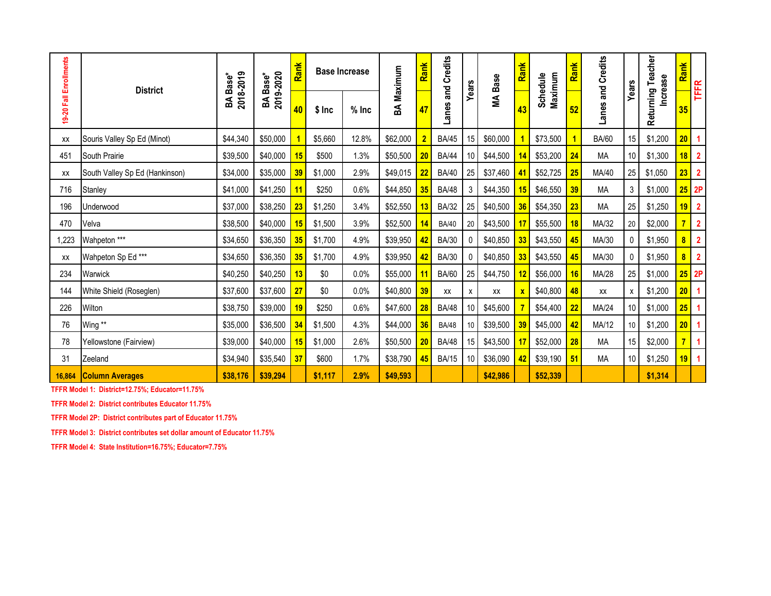| 19-20 Fall Enrollments | District | BA Base* 2018-2019 | BA Base* 2019-2020 | Rank | Base Increase | | BA Maximum | Rank | Lanes and Credits | Years | MA Base | Rank | Schedule Maximum | Rank | Lanes and Credits | Years | Returning Teacher Increase | Rank | TFFR |
|---|---|---|---|---|---|---|---|---|---|---|---|---|---|---|---|---|---|---|---|
| | | | | 40 | $ Inc | % Inc | | 47 | | | | 43 | | 52 | | | | 35 | |
| xx | Souris Valley Sp Ed (Minot) | $44,340 | $50,000 | 1 | $5,660 | 12.8% | $62,000 | 2 | BA/45 | 15 | $60,000 | 1 | $73,500 | 1 | BA/60 | 15 | $1,200 | 20 | 1 |
| 451 | South Prairie | $39,500 | $40,000 | 15 | $500 | 1.3% | $50,500 | 20 | BA/44 | 10 | $44,500 | 14 | $53,200 | 24 | MA | 10 | $1,300 | 18 | 2 |
| xx | South Valley Sp Ed (Hankinson) | $34,000 | $35,000 | 39 | $1,000 | 2.9% | $49,015 | 22 | BA/40 | 25 | $37,460 | 41 | $52,725 | 25 | MA/40 | 25 | $1,050 | 23 | 2 |
| 716 | Stanley | $41,000 | $41,250 | 11 | $250 | 0.6% | $44,850 | 35 | BA/48 | 3 | $44,350 | 15 | $46,550 | 39 | MA | 3 | $1,000 | 25 | 2P |
| 196 | Underwood | $37,000 | $38,250 | 23 | $1,250 | 3.4% | $52,550 | 13 | BA/32 | 25 | $40,500 | 36 | $54,350 | 23 | MA | 25 | $1,250 | 19 | 2 |
| 470 | Velva | $38,500 | $40,000 | 15 | $1,500 | 3.9% | $52,500 | 14 | BA/40 | 20 | $43,500 | 17 | $55,500 | 18 | MA/32 | 20 | $2,000 | 7 | 2 |
| 1,223 | Wahpeton *** | $34,650 | $36,350 | 35 | $1,700 | 4.9% | $39,950 | 42 | BA/30 | 0 | $40,850 | 33 | $43,550 | 45 | MA/30 | 0 | $1,950 | 8 | 2 |
| xx | Wahpeton Sp Ed *** | $34,650 | $36,350 | 35 | $1,700 | 4.9% | $39,950 | 42 | BA/30 | 0 | $40,850 | 33 | $43,550 | 45 | MA/30 | 0 | $1,950 | 8 | 2 |
| 234 | Warwick | $40,250 | $40,250 | 13 | $0 | 0.0% | $55,000 | 11 | BA/60 | 25 | $44,750 | 12 | $56,000 | 16 | MA/28 | 25 | $1,000 | 25 | 2P |
| 144 | White Shield (Roseglen) | $37,600 | $37,600 | 27 | $0 | 0.0% | $40,800 | 39 | xx | x | xx | x | $40,800 | 48 | xx | x | $1,200 | 20 | 1 |
| 226 | Wilton | $38,750 | $39,000 | 19 | $250 | 0.6% | $47,600 | 28 | BA/48 | 10 | $45,600 | 7 | $54,400 | 22 | MA/24 | 10 | $1,000 | 25 | 1 |
| 76 | Wing ** | $35,000 | $36,500 | 34 | $1,500 | 4.3% | $44,000 | 36 | BA/48 | 10 | $39,500 | 39 | $45,000 | 42 | MA/12 | 10 | $1,200 | 20 | 1 |
| 78 | Yellowstone (Fairview) | $39,000 | $40,000 | 15 | $1,000 | 2.6% | $50,500 | 20 | BA/48 | 15 | $43,500 | 17 | $52,000 | 28 | MA | 15 | $2,000 | 7 | 1 |
| 31 | Zeeland | $34,940 | $35,540 | 37 | $600 | 1.7% | $38,790 | 45 | BA/15 | 10 | $36,090 | 42 | $39,190 | 51 | MA | 10 | $1,250 | 19 | 1 |
| **16,864** | **Column Averages** | **$38,176** | **$39,294** | | **$1,117** | **2.9%** | **$49,593** | | | | **$42,986** | | **$52,339** | | | | **$1,314** | | |

**TFFR Model 1: District=12.75%; Educator=11.75%**

**TFFR Model 2: District contributes Educator 11.75%**

**TFFR Model 2P: District contributes part of Educator 11.75%**

**TFFR Model 3: District contributes set dollar amount of Educator 11.75%**

**TFFR Model 4: State Institution=16.75%; Educator=7.75%**